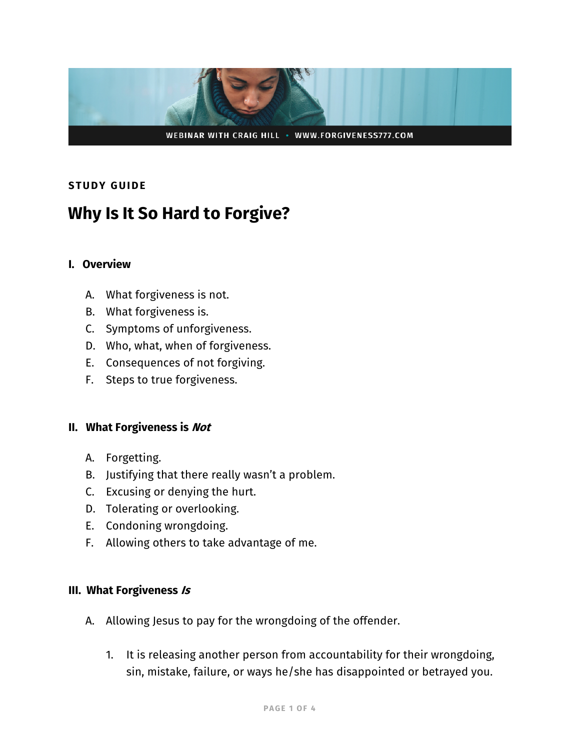WEBINAR WITH CRAIG HILL • WWW.FORGIVENESS777.COM

STUDY GUIDE

# Why Is It So Hard to Forgive?

## I. Overview

A. What forgiveness is not.
B. What forgiveness is.
C. Symptoms of unforgiveness.
D. Who, what, when of forgiveness.
E. Consequences of not forgiving.
F. Steps to true forgiveness.

## II. What Forgiveness is *Not*

A. Forgetting.
B. Justifying that there really wasn't a problem.
C. Excusing or denying the hurt.
D. Tolerating or overlooking.
E. Condoning wrongdoing.
F. Allowing others to take advantage of me.

## III. What Forgiveness *Is*

A. Allowing Jesus to pay for the wrongdoing of the offender.

1. It is releasing another person from accountability for their wrongdoing, sin, mistake, failure, or ways he/she has disappointed or betrayed you.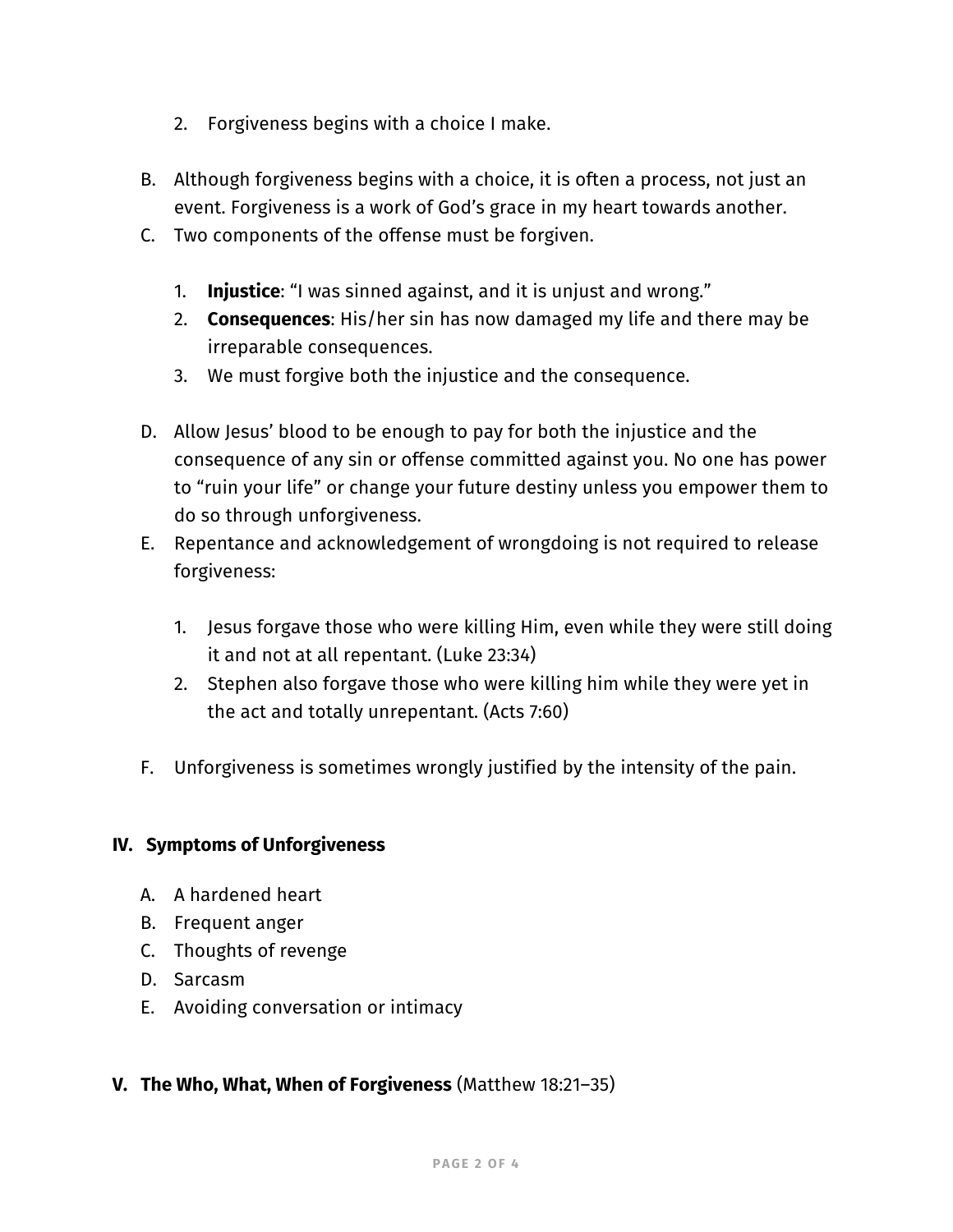2. Forgiveness begins with a choice I make.

B. Although forgiveness begins with a choice, it is often a process, not just an event. Forgiveness is a work of God’s grace in my heart towards another.

C. Two components of the offense must be forgiven.

   1. **Injustice**: “I was sinned against, and it is unjust and wrong.”
   2. **Consequences**: His/her sin has now damaged my life and there may be irreparable consequences.
   3. We must forgive both the injustice and the consequence.

D. Allow Jesus’ blood to be enough to pay for both the injustice and the consequence of any sin or offense committed against you. No one has power to “ruin your life” or change your future destiny unless you empower them to do so through unforgiveness.

E. Repentance and acknowledgement of wrongdoing is not required to release forgiveness:

   1. Jesus forgave those who were killing Him, even while they were still doing it and not at all repentant. (Luke 23:34)
   2. Stephen also forgave those who were killing him while they were yet in the act and totally unrepentant. (Acts 7:60)

F. Unforgiveness is sometimes wrongly justified by the intensity of the pain.

## IV. Symptoms of Unforgiveness

A. A hardened heart

B. Frequent anger

C. Thoughts of revenge

D. Sarcasm

E. Avoiding conversation or intimacy

## V. The Who, What, When of Forgiveness (Matthew 18:21–35)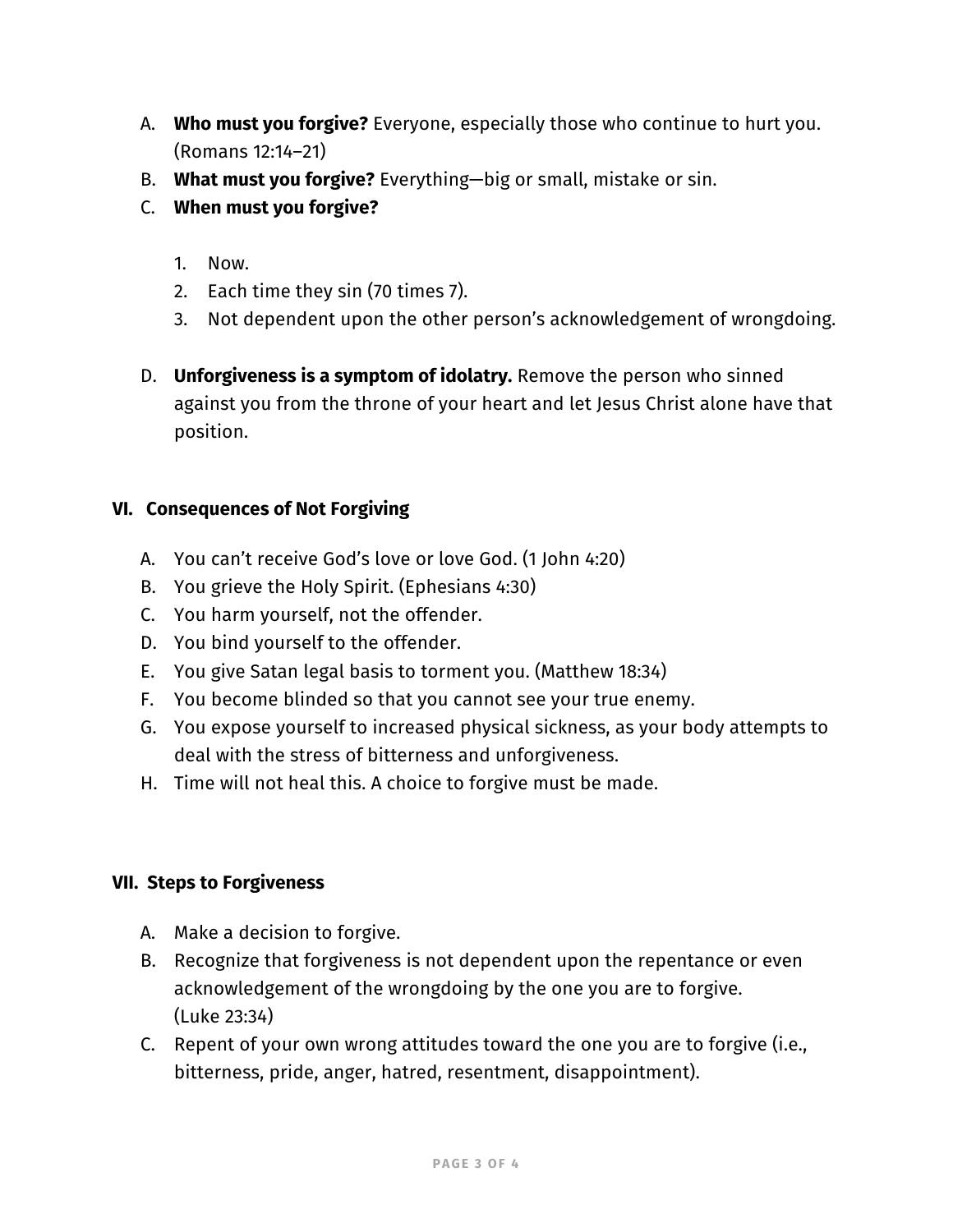A. **Who must you forgive?** Everyone, especially those who continue to hurt you. (Romans 12:14–21)

B. **What must you forgive?** Everything—big or small, mistake or sin.

C. **When must you forgive?**

   1. Now.
   2. Each time they sin (70 times 7).
   3. Not dependent upon the other person's acknowledgement of wrongdoing.

D. **Unforgiveness is a symptom of idolatry.** Remove the person who sinned against you from the throne of your heart and let Jesus Christ alone have that position.

## VI. Consequences of Not Forgiving

A. You can't receive God's love or love God. (1 John 4:20)

B. You grieve the Holy Spirit. (Ephesians 4:30)

C. You harm yourself, not the offender.

D. You bind yourself to the offender.

E. You give Satan legal basis to torment you. (Matthew 18:34)

F. You become blinded so that you cannot see your true enemy.

G. You expose yourself to increased physical sickness, as your body attempts to deal with the stress of bitterness and unforgiveness.

H. Time will not heal this. A choice to forgive must be made.

## VII. Steps to Forgiveness

A. Make a decision to forgive.

B. Recognize that forgiveness is not dependent upon the repentance or even acknowledgement of the wrongdoing by the one you are to forgive. (Luke 23:34)

C. Repent of your own wrong attitudes toward the one you are to forgive (i.e., bitterness, pride, anger, hatred, resentment, disappointment).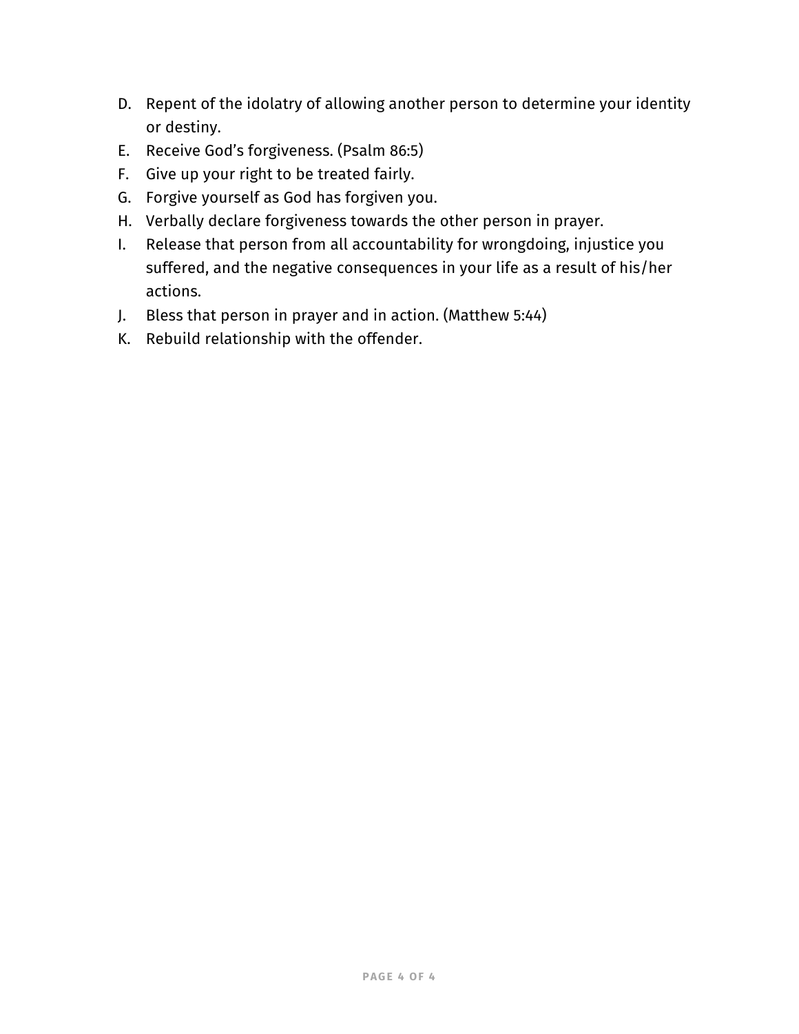D. Repent of the idolatry of allowing another person to determine your identity or destiny.
E. Receive God's forgiveness. (Psalm 86:5)
F. Give up your right to be treated fairly.
G. Forgive yourself as God has forgiven you.
H. Verbally declare forgiveness towards the other person in prayer.
I. Release that person from all accountability for wrongdoing, injustice you suffered, and the negative consequences in your life as a result of his/her actions.
J. Bless that person in prayer and in action. (Matthew 5:44)
K. Rebuild relationship with the offender.